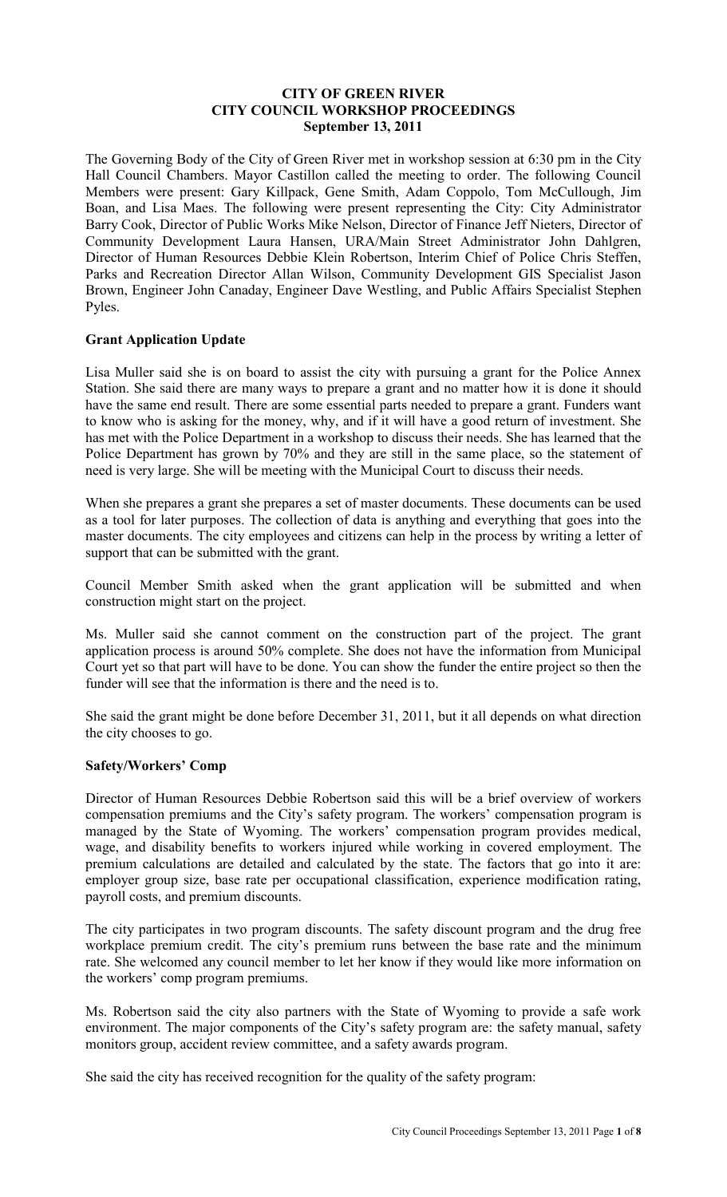**CITY OF GREEN RIVER**
**CITY COUNCIL WORKSHOP PROCEEDINGS**
**September 13, 2011**

The Governing Body of the City of Green River met in workshop session at 6:30 pm in the City Hall Council Chambers. Mayor Castillon called the meeting to order. The following Council Members were present: Gary Killpack, Gene Smith, Adam Coppolo, Tom McCullough, Jim Boan, and Lisa Maes. The following were present representing the City: City Administrator Barry Cook, Director of Public Works Mike Nelson, Director of Finance Jeff Nieters, Director of Community Development Laura Hansen, URA/Main Street Administrator John Dahlgren, Director of Human Resources Debbie Klein Robertson, Interim Chief of Police Chris Steffen, Parks and Recreation Director Allan Wilson, Community Development GIS Specialist Jason Brown, Engineer John Canaday, Engineer Dave Westling, and Public Affairs Specialist Stephen Pyles.

**Grant Application Update**

Lisa Muller said she is on board to assist the city with pursuing a grant for the Police Annex Station. She said there are many ways to prepare a grant and no matter how it is done it should have the same end result. There are some essential parts needed to prepare a grant. Funders want to know who is asking for the money, why, and if it will have a good return of investment. She has met with the Police Department in a workshop to discuss their needs. She has learned that the Police Department has grown by 70% and they are still in the same place, so the statement of need is very large. She will be meeting with the Municipal Court to discuss their needs.

When she prepares a grant she prepares a set of master documents. These documents can be used as a tool for later purposes. The collection of data is anything and everything that goes into the master documents. The city employees and citizens can help in the process by writing a letter of support that can be submitted with the grant.

Council Member Smith asked when the grant application will be submitted and when construction might start on the project.

Ms. Muller said she cannot comment on the construction part of the project. The grant application process is around 50% complete. She does not have the information from Municipal Court yet so that part will have to be done. You can show the funder the entire project so then the funder will see that the information is there and the need is to.

She said the grant might be done before December 31, 2011, but it all depends on what direction the city chooses to go.

**Safety/Workers' Comp**

Director of Human Resources Debbie Robertson said this will be a brief overview of workers compensation premiums and the City's safety program. The workers' compensation program is managed by the State of Wyoming. The workers' compensation program provides medical, wage, and disability benefits to workers injured while working in covered employment. The premium calculations are detailed and calculated by the state. The factors that go into it are: employer group size, base rate per occupational classification, experience modification rating, payroll costs, and premium discounts.

The city participates in two program discounts. The safety discount program and the drug free workplace premium credit. The city's premium runs between the base rate and the minimum rate. She welcomed any council member to let her know if they would like more information on the workers' comp program premiums.

Ms. Robertson said the city also partners with the State of Wyoming to provide a safe work environment. The major components of the City's safety program are: the safety manual, safety monitors group, accident review committee, and a safety awards program.

She said the city has received recognition for the quality of the safety program: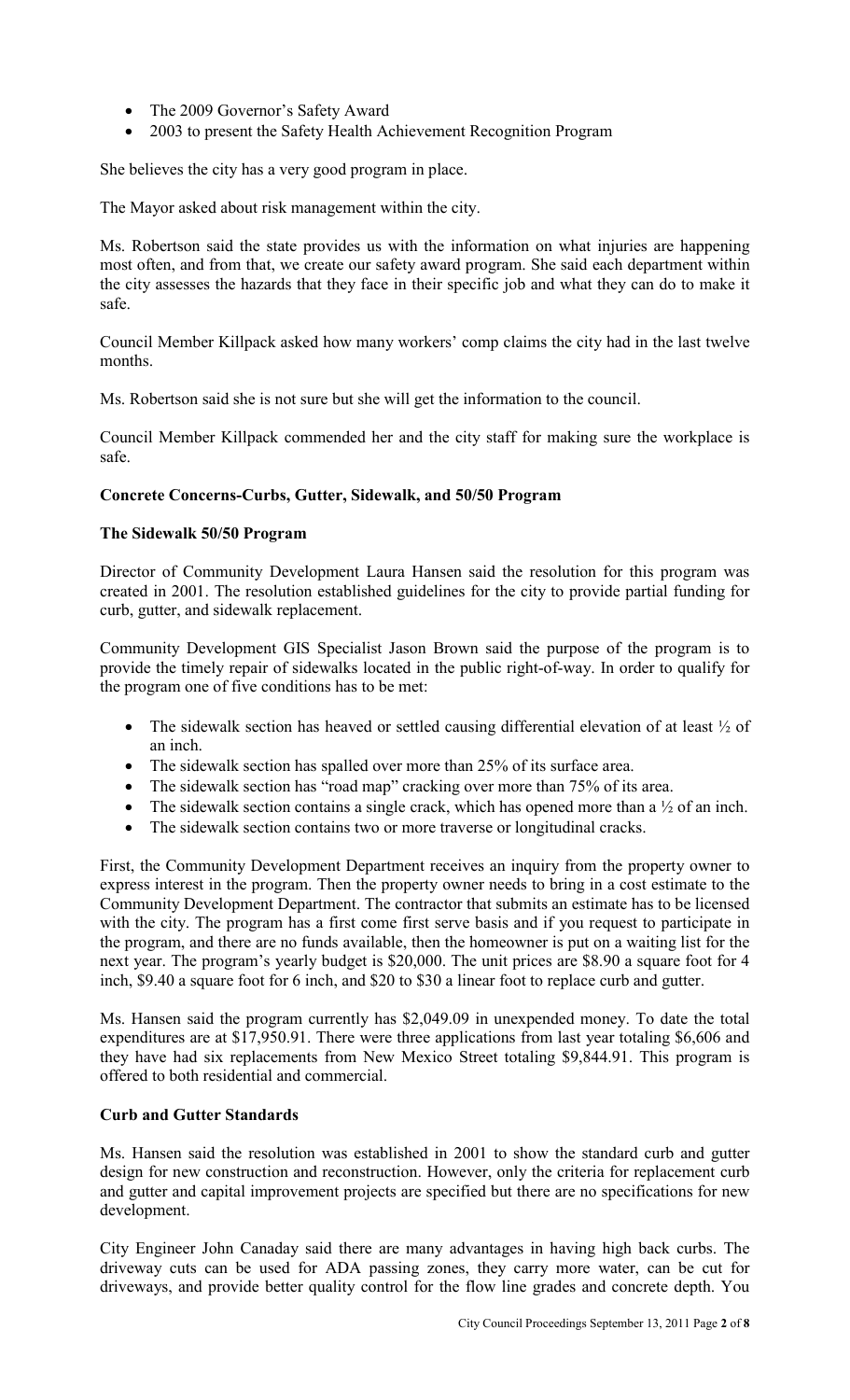- The 2009 Governor's Safety Award
- 2003 to present the Safety Health Achievement Recognition Program

She believes the city has a very good program in place.

The Mayor asked about risk management within the city.

Ms. Robertson said the state provides us with the information on what injuries are happening most often, and from that, we create our safety award program. She said each department within the city assesses the hazards that they face in their specific job and what they can do to make it safe.

Council Member Killpack asked how many workers' comp claims the city had in the last twelve months.

Ms. Robertson said she is not sure but she will get the information to the council.

Council Member Killpack commended her and the city staff for making sure the workplace is safe.

**Concrete Concerns-Curbs, Gutter, Sidewalk, and 50/50 Program**

**The Sidewalk 50/50 Program**

Director of Community Development Laura Hansen said the resolution for this program was created in 2001. The resolution established guidelines for the city to provide partial funding for curb, gutter, and sidewalk replacement.

Community Development GIS Specialist Jason Brown said the purpose of the program is to provide the timely repair of sidewalks located in the public right-of-way. In order to qualify for the program one of five conditions has to be met:

- The sidewalk section has heaved or settled causing differential elevation of at least ½ of an inch.
- The sidewalk section has spalled over more than 25% of its surface area.
- The sidewalk section has "road map" cracking over more than 75% of its area.
- The sidewalk section contains a single crack, which has opened more than a ½ of an inch.
- The sidewalk section contains two or more traverse or longitudinal cracks.

First, the Community Development Department receives an inquiry from the property owner to express interest in the program. Then the property owner needs to bring in a cost estimate to the Community Development Department. The contractor that submits an estimate has to be licensed with the city. The program has a first come first serve basis and if you request to participate in the program, and there are no funds available, then the homeowner is put on a waiting list for the next year. The program's yearly budget is $20,000. The unit prices are $8.90 a square foot for 4 inch, $9.40 a square foot for 6 inch, and $20 to $30 a linear foot to replace curb and gutter.

Ms. Hansen said the program currently has $2,049.09 in unexpended money. To date the total expenditures are at $17,950.91. There were three applications from last year totaling $6,606 and they have had six replacements from New Mexico Street totaling $9,844.91. This program is offered to both residential and commercial.

**Curb and Gutter Standards**

Ms. Hansen said the resolution was established in 2001 to show the standard curb and gutter design for new construction and reconstruction. However, only the criteria for replacement curb and gutter and capital improvement projects are specified but there are no specifications for new development.

City Engineer John Canaday said there are many advantages in having high back curbs. The driveway cuts can be used for ADA passing zones, they carry more water, can be cut for driveways, and provide better quality control for the flow line grades and concrete depth. You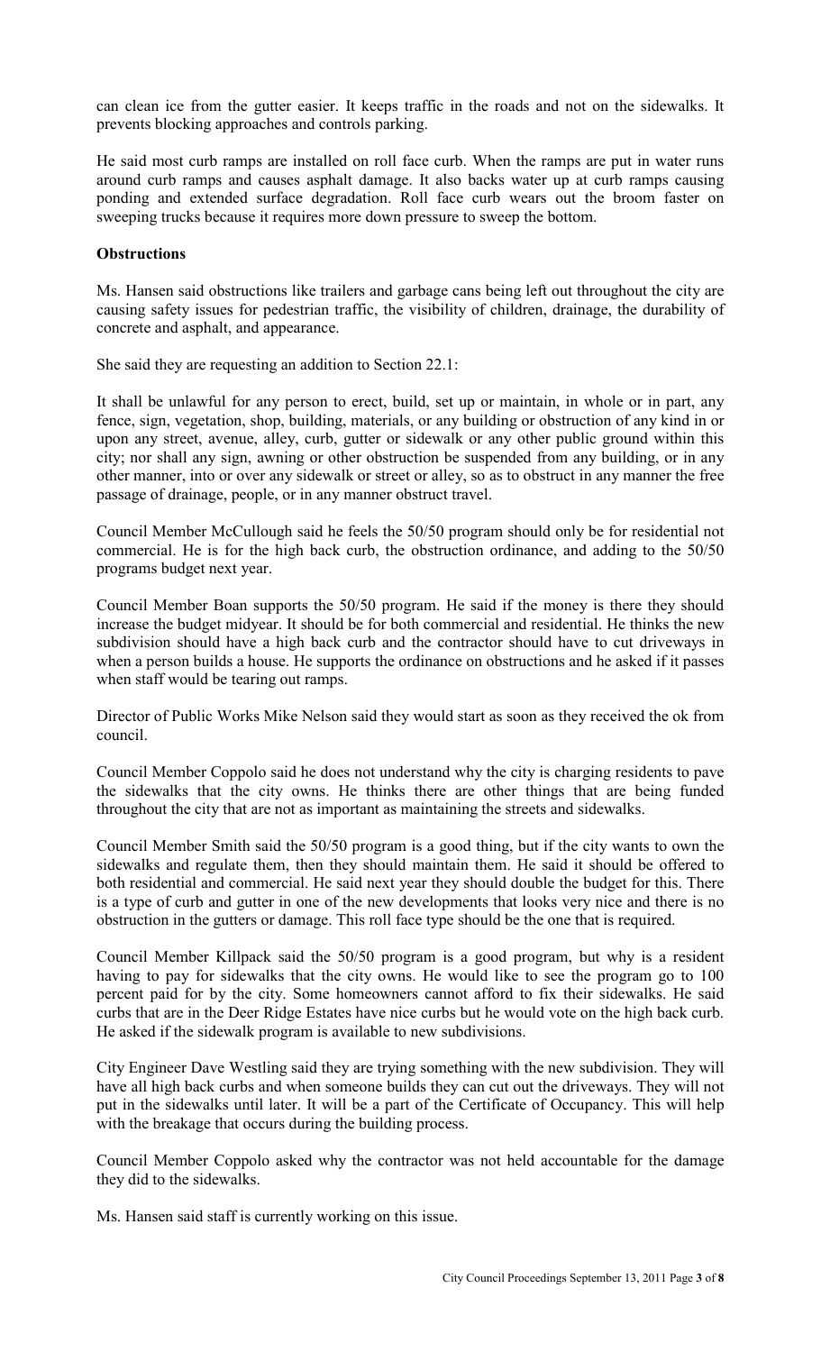can clean ice from the gutter easier. It keeps traffic in the roads and not on the sidewalks. It prevents blocking approaches and controls parking.

He said most curb ramps are installed on roll face curb. When the ramps are put in water runs around curb ramps and causes asphalt damage. It also backs water up at curb ramps causing ponding and extended surface degradation. Roll face curb wears out the broom faster on sweeping trucks because it requires more down pressure to sweep the bottom.

**Obstructions**

Ms. Hansen said obstructions like trailers and garbage cans being left out throughout the city are causing safety issues for pedestrian traffic, the visibility of children, drainage, the durability of concrete and asphalt, and appearance.

She said they are requesting an addition to Section 22.1:

It shall be unlawful for any person to erect, build, set up or maintain, in whole or in part, any fence, sign, vegetation, shop, building, materials, or any building or obstruction of any kind in or upon any street, avenue, alley, curb, gutter or sidewalk or any other public ground within this city; nor shall any sign, awning or other obstruction be suspended from any building, or in any other manner, into or over any sidewalk or street or alley, so as to obstruct in any manner the free passage of drainage, people, or in any manner obstruct travel.

Council Member McCullough said he feels the 50/50 program should only be for residential not commercial. He is for the high back curb, the obstruction ordinance, and adding to the 50/50 programs budget next year.

Council Member Boan supports the 50/50 program. He said if the money is there they should increase the budget midyear. It should be for both commercial and residential. He thinks the new subdivision should have a high back curb and the contractor should have to cut driveways in when a person builds a house. He supports the ordinance on obstructions and he asked if it passes when staff would be tearing out ramps.

Director of Public Works Mike Nelson said they would start as soon as they received the ok from council.

Council Member Coppolo said he does not understand why the city is charging residents to pave the sidewalks that the city owns. He thinks there are other things that are being funded throughout the city that are not as important as maintaining the streets and sidewalks.

Council Member Smith said the 50/50 program is a good thing, but if the city wants to own the sidewalks and regulate them, then they should maintain them. He said it should be offered to both residential and commercial. He said next year they should double the budget for this. There is a type of curb and gutter in one of the new developments that looks very nice and there is no obstruction in the gutters or damage. This roll face type should be the one that is required.

Council Member Killpack said the 50/50 program is a good program, but why is a resident having to pay for sidewalks that the city owns. He would like to see the program go to 100 percent paid for by the city. Some homeowners cannot afford to fix their sidewalks. He said curbs that are in the Deer Ridge Estates have nice curbs but he would vote on the high back curb. He asked if the sidewalk program is available to new subdivisions.

City Engineer Dave Westling said they are trying something with the new subdivision. They will have all high back curbs and when someone builds they can cut out the driveways. They will not put in the sidewalks until later. It will be a part of the Certificate of Occupancy. This will help with the breakage that occurs during the building process.

Council Member Coppolo asked why the contractor was not held accountable for the damage they did to the sidewalks.

Ms. Hansen said staff is currently working on this issue.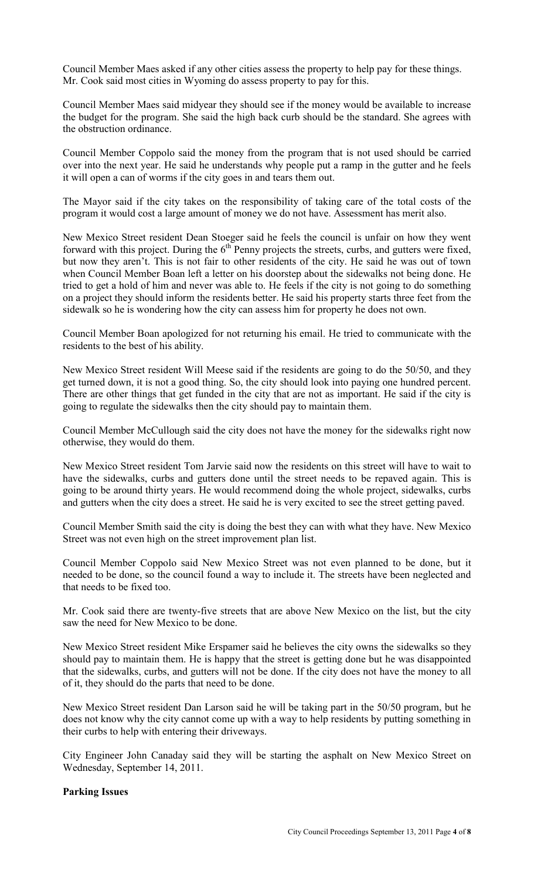Council Member Maes asked if any other cities assess the property to help pay for these things. Mr. Cook said most cities in Wyoming do assess property to pay for this.

Council Member Maes said midyear they should see if the money would be available to increase the budget for the program. She said the high back curb should be the standard. She agrees with the obstruction ordinance.

Council Member Coppolo said the money from the program that is not used should be carried over into the next year. He said he understands why people put a ramp in the gutter and he feels it will open a can of worms if the city goes in and tears them out.

The Mayor said if the city takes on the responsibility of taking care of the total costs of the program it would cost a large amount of money we do not have. Assessment has merit also.

New Mexico Street resident Dean Stoeger said he feels the council is unfair on how they went forward with this project. During the 6th Penny projects the streets, curbs, and gutters were fixed, but now they aren't. This is not fair to other residents of the city. He said he was out of town when Council Member Boan left a letter on his doorstep about the sidewalks not being done. He tried to get a hold of him and never was able to. He feels if the city is not going to do something on a project they should inform the residents better. He said his property starts three feet from the sidewalk so he is wondering how the city can assess him for property he does not own.

Council Member Boan apologized for not returning his email. He tried to communicate with the residents to the best of his ability.

New Mexico Street resident Will Meese said if the residents are going to do the 50/50, and they get turned down, it is not a good thing. So, the city should look into paying one hundred percent. There are other things that get funded in the city that are not as important. He said if the city is going to regulate the sidewalks then the city should pay to maintain them.

Council Member McCullough said the city does not have the money for the sidewalks right now otherwise, they would do them.

New Mexico Street resident Tom Jarvie said now the residents on this street will have to wait to have the sidewalks, curbs and gutters done until the street needs to be repaved again. This is going to be around thirty years. He would recommend doing the whole project, sidewalks, curbs and gutters when the city does a street. He said he is very excited to see the street getting paved.

Council Member Smith said the city is doing the best they can with what they have. New Mexico Street was not even high on the street improvement plan list.

Council Member Coppolo said New Mexico Street was not even planned to be done, but it needed to be done, so the council found a way to include it. The streets have been neglected and that needs to be fixed too.

Mr. Cook said there are twenty-five streets that are above New Mexico on the list, but the city saw the need for New Mexico to be done.

New Mexico Street resident Mike Erspamer said he believes the city owns the sidewalks so they should pay to maintain them. He is happy that the street is getting done but he was disappointed that the sidewalks, curbs, and gutters will not be done. If the city does not have the money to all of it, they should do the parts that need to be done.

New Mexico Street resident Dan Larson said he will be taking part in the 50/50 program, but he does not know why the city cannot come up with a way to help residents by putting something in their curbs to help with entering their driveways.

City Engineer John Canaday said they will be starting the asphalt on New Mexico Street on Wednesday, September 14, 2011.

**Parking Issues**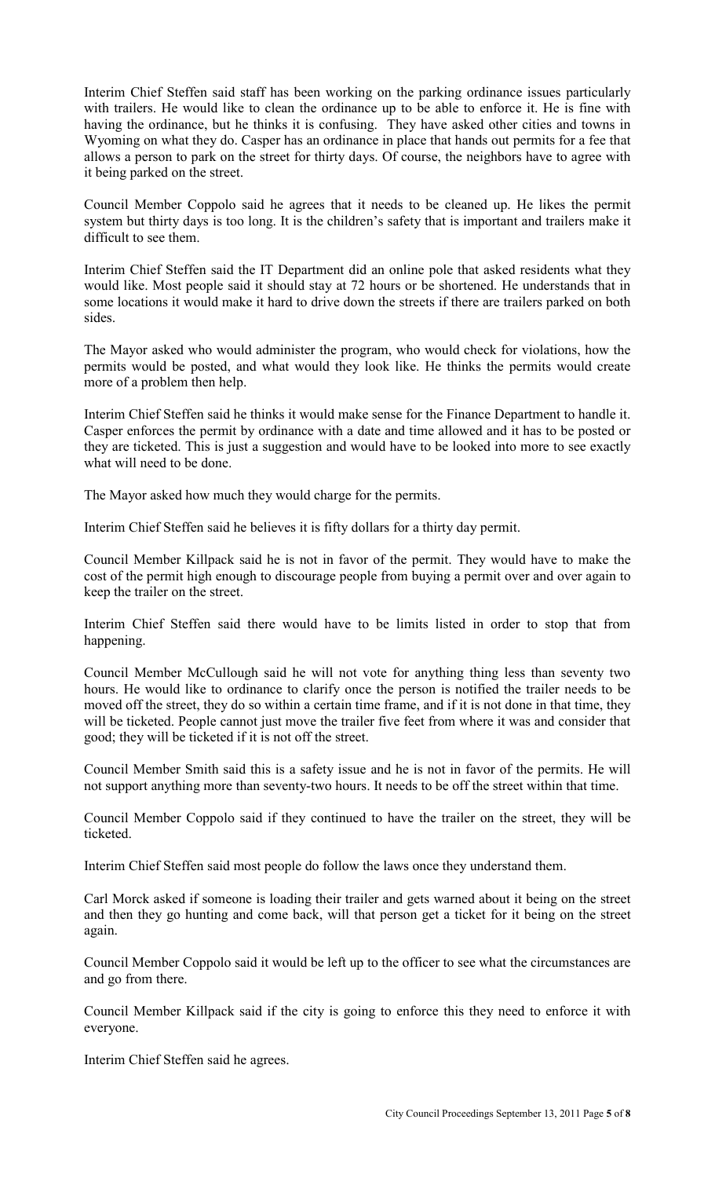Interim Chief Steffen said staff has been working on the parking ordinance issues particularly with trailers. He would like to clean the ordinance up to be able to enforce it. He is fine with having the ordinance, but he thinks it is confusing. They have asked other cities and towns in Wyoming on what they do. Casper has an ordinance in place that hands out permits for a fee that allows a person to park on the street for thirty days. Of course, the neighbors have to agree with it being parked on the street.

Council Member Coppolo said he agrees that it needs to be cleaned up. He likes the permit system but thirty days is too long. It is the children's safety that is important and trailers make it difficult to see them.

Interim Chief Steffen said the IT Department did an online pole that asked residents what they would like. Most people said it should stay at 72 hours or be shortened. He understands that in some locations it would make it hard to drive down the streets if there are trailers parked on both sides.

The Mayor asked who would administer the program, who would check for violations, how the permits would be posted, and what would they look like. He thinks the permits would create more of a problem then help.

Interim Chief Steffen said he thinks it would make sense for the Finance Department to handle it. Casper enforces the permit by ordinance with a date and time allowed and it has to be posted or they are ticketed. This is just a suggestion and would have to be looked into more to see exactly what will need to be done.

The Mayor asked how much they would charge for the permits.

Interim Chief Steffen said he believes it is fifty dollars for a thirty day permit.

Council Member Killpack said he is not in favor of the permit. They would have to make the cost of the permit high enough to discourage people from buying a permit over and over again to keep the trailer on the street.

Interim Chief Steffen said there would have to be limits listed in order to stop that from happening.

Council Member McCullough said he will not vote for anything thing less than seventy two hours. He would like to ordinance to clarify once the person is notified the trailer needs to be moved off the street, they do so within a certain time frame, and if it is not done in that time, they will be ticketed. People cannot just move the trailer five feet from where it was and consider that good; they will be ticketed if it is not off the street.

Council Member Smith said this is a safety issue and he is not in favor of the permits. He will not support anything more than seventy-two hours. It needs to be off the street within that time.

Council Member Coppolo said if they continued to have the trailer on the street, they will be ticketed.

Interim Chief Steffen said most people do follow the laws once they understand them.

Carl Morck asked if someone is loading their trailer and gets warned about it being on the street and then they go hunting and come back, will that person get a ticket for it being on the street again.

Council Member Coppolo said it would be left up to the officer to see what the circumstances are and go from there.

Council Member Killpack said if the city is going to enforce this they need to enforce it with everyone.

Interim Chief Steffen said he agrees.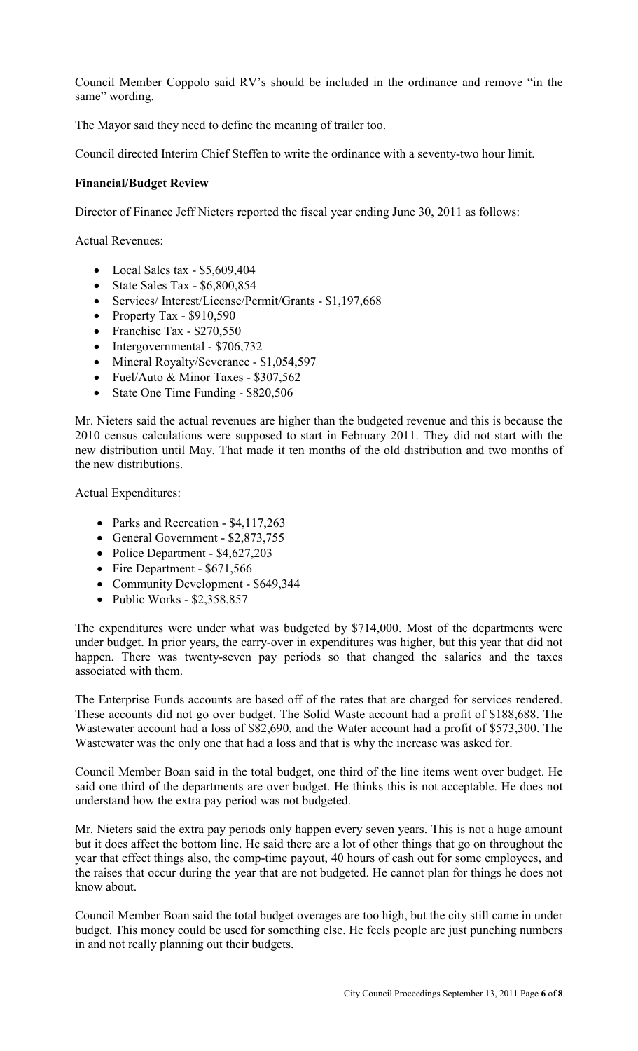Council Member Coppolo said RV's should be included in the ordinance and remove "in the same" wording.

The Mayor said they need to define the meaning of trailer too.

Council directed Interim Chief Steffen to write the ordinance with a seventy-two hour limit.

**Financial/Budget Review**

Director of Finance Jeff Nieters reported the fiscal year ending June 30, 2011 as follows:

Actual Revenues:

- Local Sales tax - $5,609,404
- State Sales Tax - $6,800,854
- Services/ Interest/License/Permit/Grants - $1,197,668
- Property Tax - $910,590
- Franchise Tax - $270,550
- Intergovernmental - $706,732
- Mineral Royalty/Severance - $1,054,597
- Fuel/Auto & Minor Taxes - $307,562
- State One Time Funding - $820,506

Mr. Nieters said the actual revenues are higher than the budgeted revenue and this is because the 2010 census calculations were supposed to start in February 2011. They did not start with the new distribution until May. That made it ten months of the old distribution and two months of the new distributions.

Actual Expenditures:

- Parks and Recreation - $4,117,263
- General Government - $2,873,755
- Police Department - $4,627,203
- Fire Department - $671,566
- Community Development - $649,344
- Public Works - $2,358,857

The expenditures were under what was budgeted by $714,000. Most of the departments were under budget. In prior years, the carry-over in expenditures was higher, but this year that did not happen. There was twenty-seven pay periods so that changed the salaries and the taxes associated with them.

The Enterprise Funds accounts are based off of the rates that are charged for services rendered. These accounts did not go over budget. The Solid Waste account had a profit of $188,688. The Wastewater account had a loss of $82,690, and the Water account had a profit of $573,300. The Wastewater was the only one that had a loss and that is why the increase was asked for.

Council Member Boan said in the total budget, one third of the line items went over budget. He said one third of the departments are over budget. He thinks this is not acceptable. He does not understand how the extra pay period was not budgeted.

Mr. Nieters said the extra pay periods only happen every seven years. This is not a huge amount but it does affect the bottom line. He said there are a lot of other things that go on throughout the year that effect things also, the comp-time payout, 40 hours of cash out for some employees, and the raises that occur during the year that are not budgeted. He cannot plan for things he does not know about.

Council Member Boan said the total budget overages are too high, but the city still came in under budget. This money could be used for something else. He feels people are just punching numbers in and not really planning out their budgets.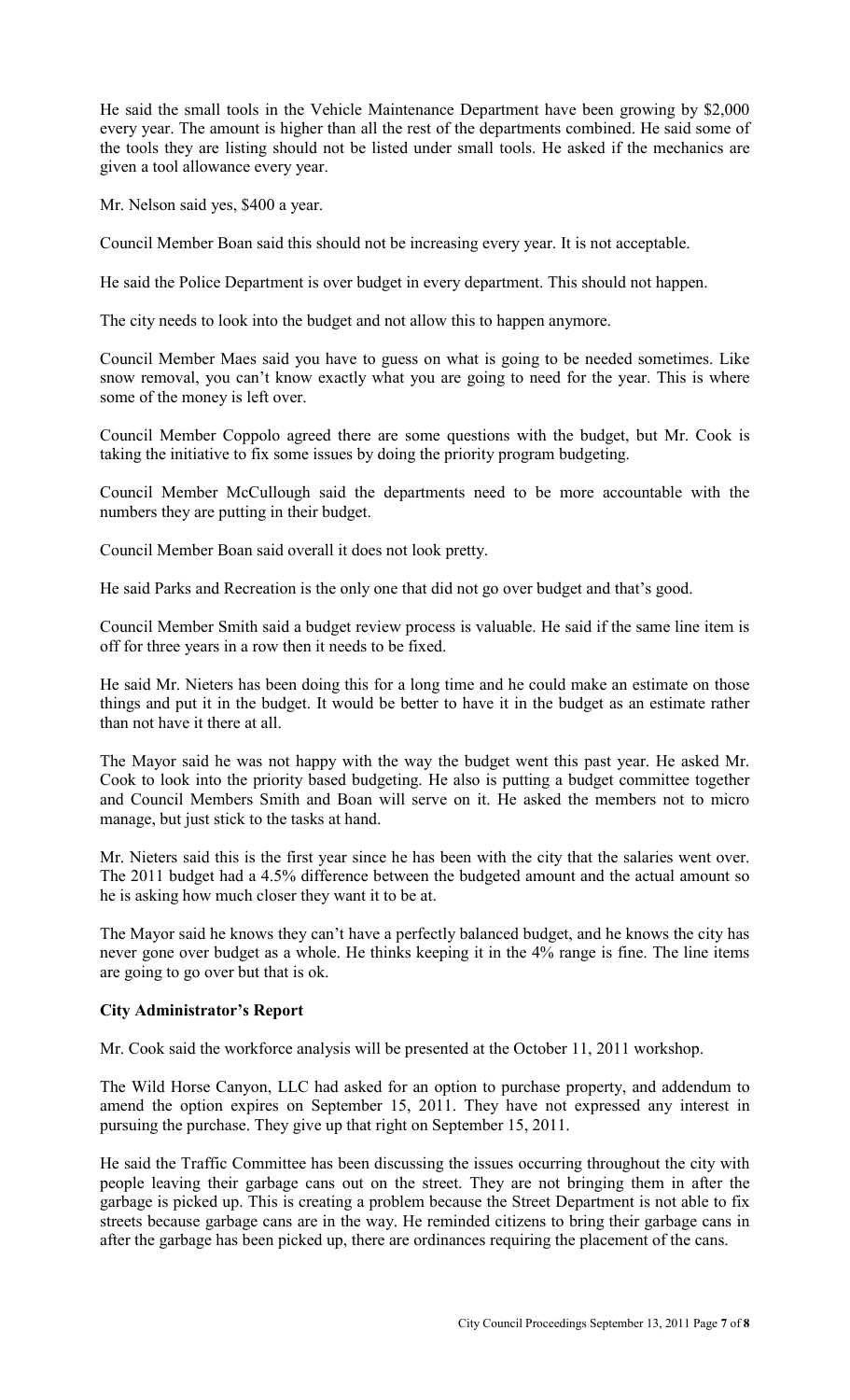He said the small tools in the Vehicle Maintenance Department have been growing by $2,000 every year. The amount is higher than all the rest of the departments combined. He said some of the tools they are listing should not be listed under small tools. He asked if the mechanics are given a tool allowance every year.

Mr. Nelson said yes, $400 a year.

Council Member Boan said this should not be increasing every year. It is not acceptable.

He said the Police Department is over budget in every department. This should not happen.

The city needs to look into the budget and not allow this to happen anymore.

Council Member Maes said you have to guess on what is going to be needed sometimes. Like snow removal, you can't know exactly what you are going to need for the year. This is where some of the money is left over.

Council Member Coppolo agreed there are some questions with the budget, but Mr. Cook is taking the initiative to fix some issues by doing the priority program budgeting.

Council Member McCullough said the departments need to be more accountable with the numbers they are putting in their budget.

Council Member Boan said overall it does not look pretty.

He said Parks and Recreation is the only one that did not go over budget and that's good.

Council Member Smith said a budget review process is valuable. He said if the same line item is off for three years in a row then it needs to be fixed.

He said Mr. Nieters has been doing this for a long time and he could make an estimate on those things and put it in the budget. It would be better to have it in the budget as an estimate rather than not have it there at all.

The Mayor said he was not happy with the way the budget went this past year. He asked Mr. Cook to look into the priority based budgeting. He also is putting a budget committee together and Council Members Smith and Boan will serve on it. He asked the members not to micro manage, but just stick to the tasks at hand.

Mr. Nieters said this is the first year since he has been with the city that the salaries went over. The 2011 budget had a 4.5% difference between the budgeted amount and the actual amount so he is asking how much closer they want it to be at.

The Mayor said he knows they can't have a perfectly balanced budget, and he knows the city has never gone over budget as a whole. He thinks keeping it in the 4% range is fine. The line items are going to go over but that is ok.

**City Administrator's Report**

Mr. Cook said the workforce analysis will be presented at the October 11, 2011 workshop.

The Wild Horse Canyon, LLC had asked for an option to purchase property, and addendum to amend the option expires on September 15, 2011. They have not expressed any interest in pursuing the purchase. They give up that right on September 15, 2011.

He said the Traffic Committee has been discussing the issues occurring throughout the city with people leaving their garbage cans out on the street. They are not bringing them in after the garbage is picked up. This is creating a problem because the Street Department is not able to fix streets because garbage cans are in the way. He reminded citizens to bring their garbage cans in after the garbage has been picked up, there are ordinances requiring the placement of the cans.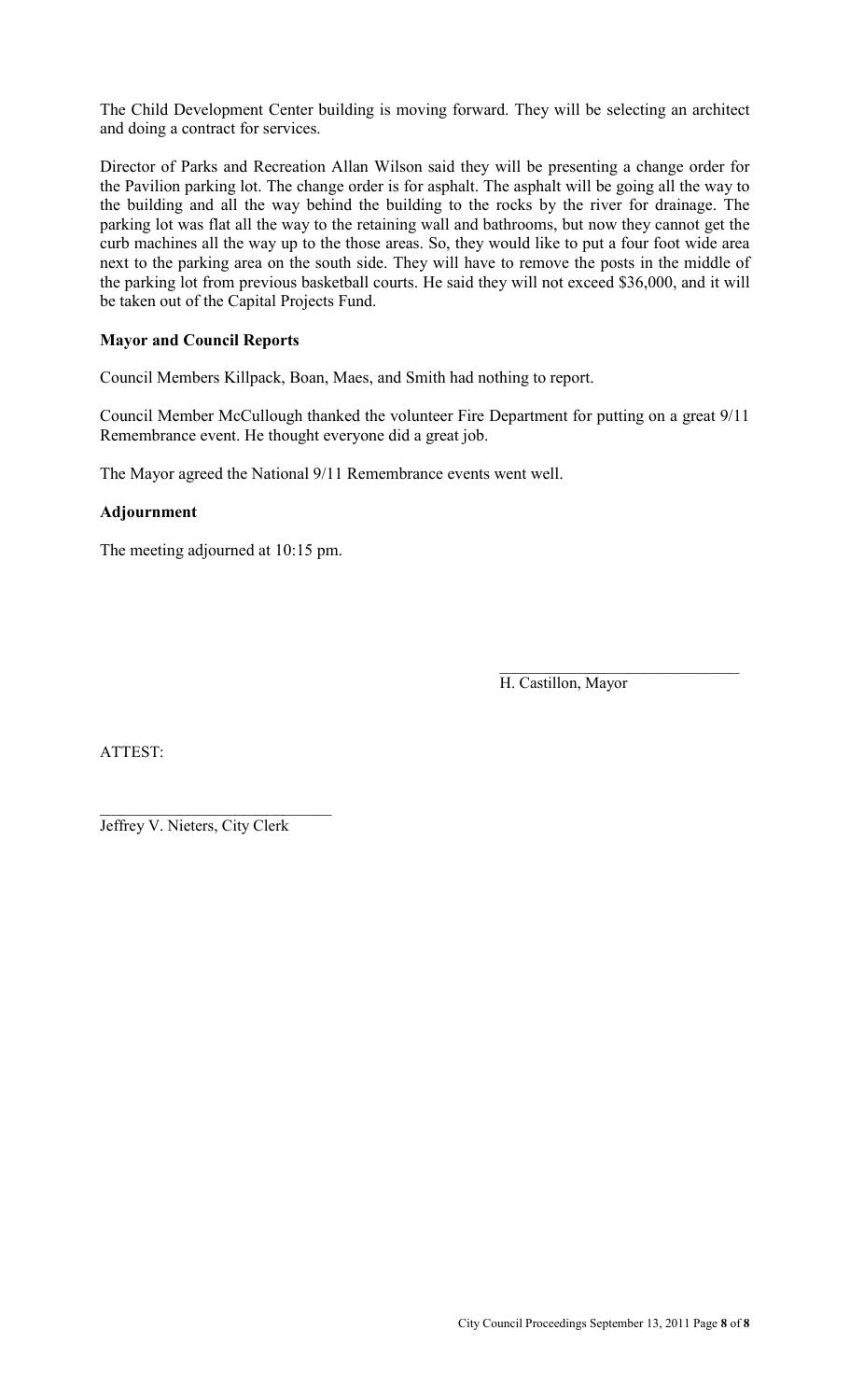The Child Development Center building is moving forward. They will be selecting an architect and doing a contract for services.

Director of Parks and Recreation Allan Wilson said they will be presenting a change order for the Pavilion parking lot. The change order is for asphalt. The asphalt will be going all the way to the building and all the way behind the building to the rocks by the river for drainage. The parking lot was flat all the way to the retaining wall and bathrooms, but now they cannot get the curb machines all the way up to the those areas. So, they would like to put a four foot wide area next to the parking area on the south side. They will have to remove the posts in the middle of the parking lot from previous basketball courts. He said they will not exceed $36,000, and it will be taken out of the Capital Projects Fund.

**Mayor and Council Reports**

Council Members Killpack, Boan, Maes, and Smith had nothing to report.

Council Member McCullough thanked the volunteer Fire Department for putting on a great 9/11 Remembrance event. He thought everyone did a great job.

The Mayor agreed the National 9/11 Remembrance events went well.

**Adjournment**

The meeting adjourned at 10:15 pm.

\_\_\_\_\_\_\_\_\_\_\_\_\_\_\_\_\_\_\_\_\_\_\_\_\_\_\_\_\_\_

H. Castillon, Mayor

ATTEST:

\_\_\_\_\_\_\_\_\_\_\_\_\_\_\_\_\_\_\_\_\_\_\_\_\_\_\_\_\_\_

Jeffrey V. Nieters, City Clerk